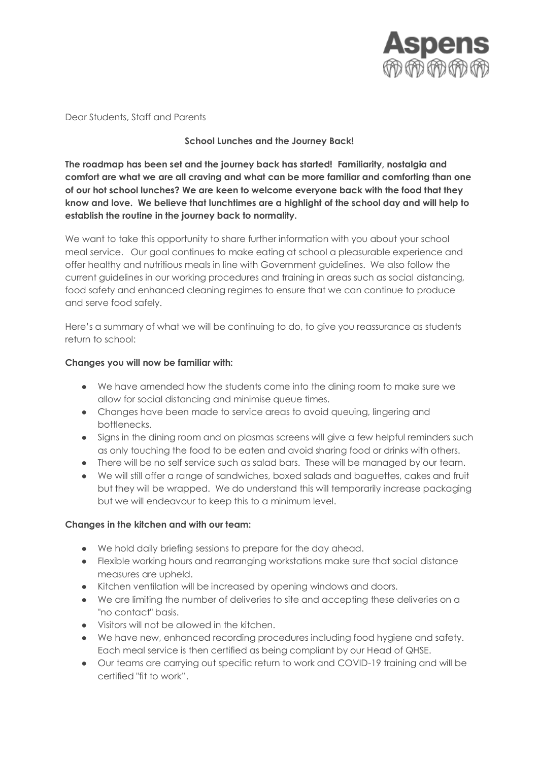Aspens

Dear Students, Staff and Parents

**School Lunches and the Journey Back!**

**The roadmap has been set and the journey back has started! Familiarity, nostalgia and comfort are what we are all craving and what can be more familiar and comforting than one of our hot school lunches? We are keen to welcome everyone back with the food that they know and love. We believe that lunchtimes are a highlight of the school day and will help to establish the routine in the journey back to normality.**

We want to take this opportunity to share further information with you about your school meal service. Our goal continues to make eating at school a pleasurable experience and offer healthy and nutritious meals in line with Government guidelines. We also follow the current guidelines in our working procedures and training in areas such as social distancing, food safety and enhanced cleaning regimes to ensure that we can continue to produce and serve food safely.

Here's a summary of what we will be continuing to do, to give you reassurance as students return to school:

**Changes you will now be familiar with:**

- We have amended how the students come into the dining room to make sure we allow for social distancing and minimise queue times.
- Changes have been made to service areas to avoid queuing, lingering and bottlenecks.
- Signs in the dining room and on plasmas screens will give a few helpful reminders such as only touching the food to be eaten and avoid sharing food or drinks with others.
- There will be no self service such as salad bars. These will be managed by our team.
- We will still offer a range of sandwiches, boxed salads and baguettes, cakes and fruit but they will be wrapped. We do understand this will temporarily increase packaging but we will endeavour to keep this to a minimum level.

**Changes in the kitchen and with our team:**

- We hold daily briefing sessions to prepare for the day ahead.
- Flexible working hours and rearranging workstations make sure that social distance measures are upheld.
- Kitchen ventilation will be increased by opening windows and doors.
- We are limiting the number of deliveries to site and accepting these deliveries on a "no contact" basis.
- Visitors will not be allowed in the kitchen.
- We have new, enhanced recording procedures including food hygiene and safety. Each meal service is then certified as being compliant by our Head of QHSE.
- Our teams are carrying out specific return to work and COVID-19 training and will be certified "fit to work".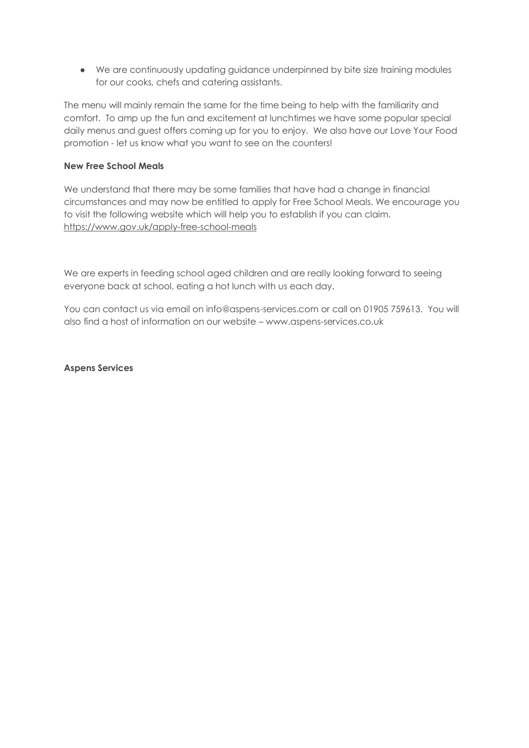- We are continuously updating guidance underpinned by bite size training modules for our cooks, chefs and catering assistants.

The menu will mainly remain the same for the time being to help with the familiarity and comfort. To amp up the fun and excitement at lunchtimes we have some popular special daily menus and guest offers coming up for you to enjoy. We also have our Love Your Food promotion - let us know what you want to see on the counters!

**New Free School Meals**

We understand that there may be some families that have had a change in financial circumstances and may now be entitled to apply for Free School Meals. We encourage you to visit the following website which will help you to establish if you can claim. https://www.gov.uk/apply-free-school-meals

We are experts in feeding school aged children and are really looking forward to seeing everyone back at school, eating a hot lunch with us each day.

You can contact us via email on info@aspens-services.com or call on 01905 759613. You will also find a host of information on our website – www.aspens-services.co.uk

**Aspens Services**